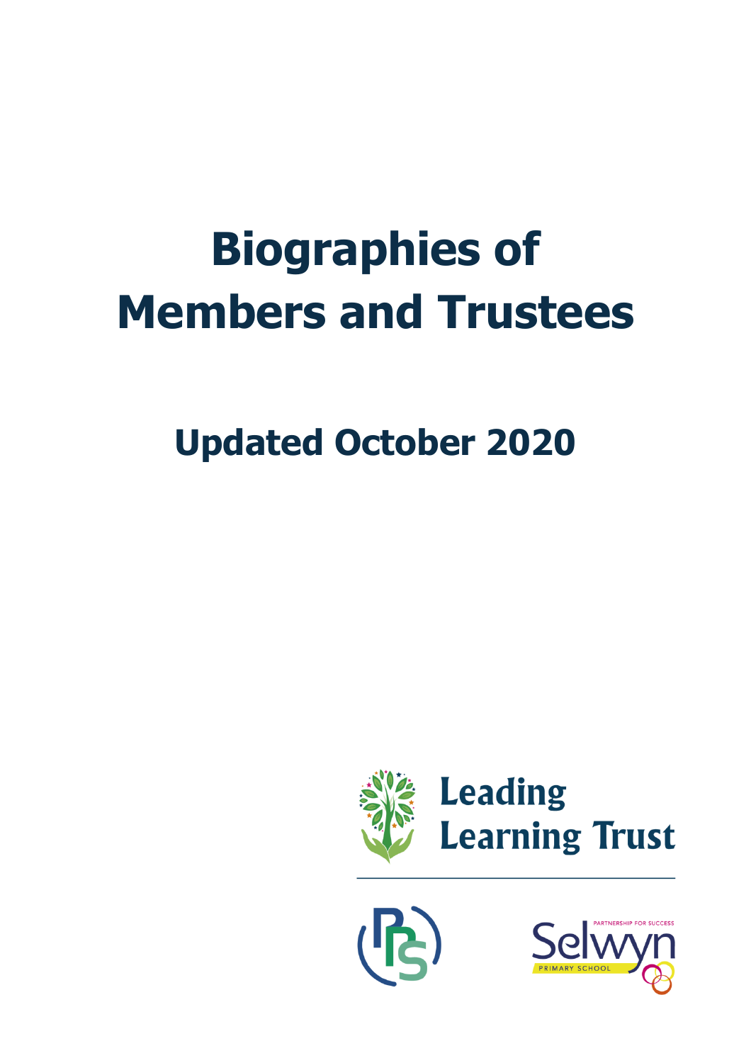# Biographies of Members and Trustees

## Updated October 2020

Leading Learning Trust

PARTNERSHIP FOR SUCCESS

Selwyn

PRIMARY SCHOOL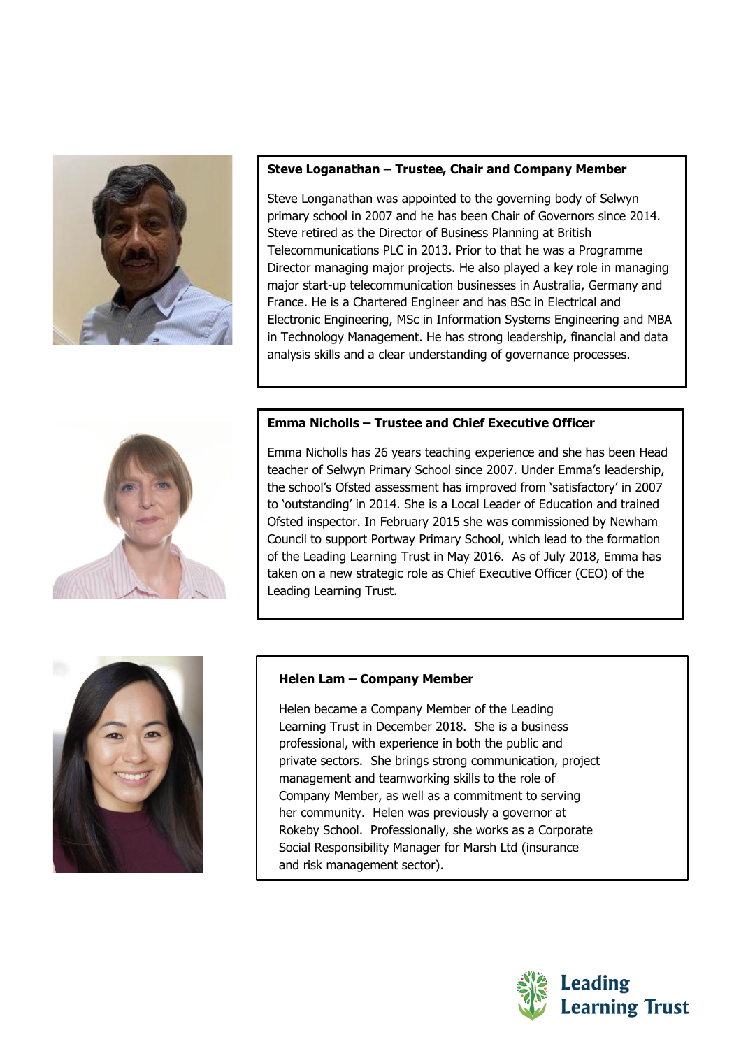**Steve Loganathan – Trustee, Chair and Company Member**

Steve Longanathan was appointed to the governing body of Selwyn primary school in 2007 and he has been Chair of Governors since 2014. Steve retired as the Director of Business Planning at British Telecommunications PLC in 2013. Prior to that he was a Programme Director managing major projects. He also played a key role in managing major start-up telecommunication businesses in Australia, Germany and France. He is a Chartered Engineer and has BSc in Electrical and Electronic Engineering, MSc in Information Systems Engineering and MBA in Technology Management. He has strong leadership, financial and data analysis skills and a clear understanding of governance processes.

**Emma Nicholls – Trustee and Chief Executive Officer**

Emma Nicholls has 26 years teaching experience and she has been Head teacher of Selwyn Primary School since 2007. Under Emma's leadership, the school's Ofsted assessment has improved from 'satisfactory' in 2007 to 'outstanding' in 2014. She is a Local Leader of Education and trained Ofsted inspector. In February 2015 she was commissioned by Newham Council to support Portway Primary School, which lead to the formation of the Leading Learning Trust in May 2016. As of July 2018, Emma has taken on a new strategic role as Chief Executive Officer (CEO) of the Leading Learning Trust.

**Helen Lam – Company Member**

Helen became a Company Member of the Leading Learning Trust in December 2018. She is a business professional, with experience in both the public and private sectors. She brings strong communication, project management and teamworking skills to the role of Company Member, as well as a commitment to serving her community. Helen was previously a governor at Rokeby School. Professionally, she works as a Corporate Social Responsibility Manager for Marsh Ltd (insurance and risk management sector).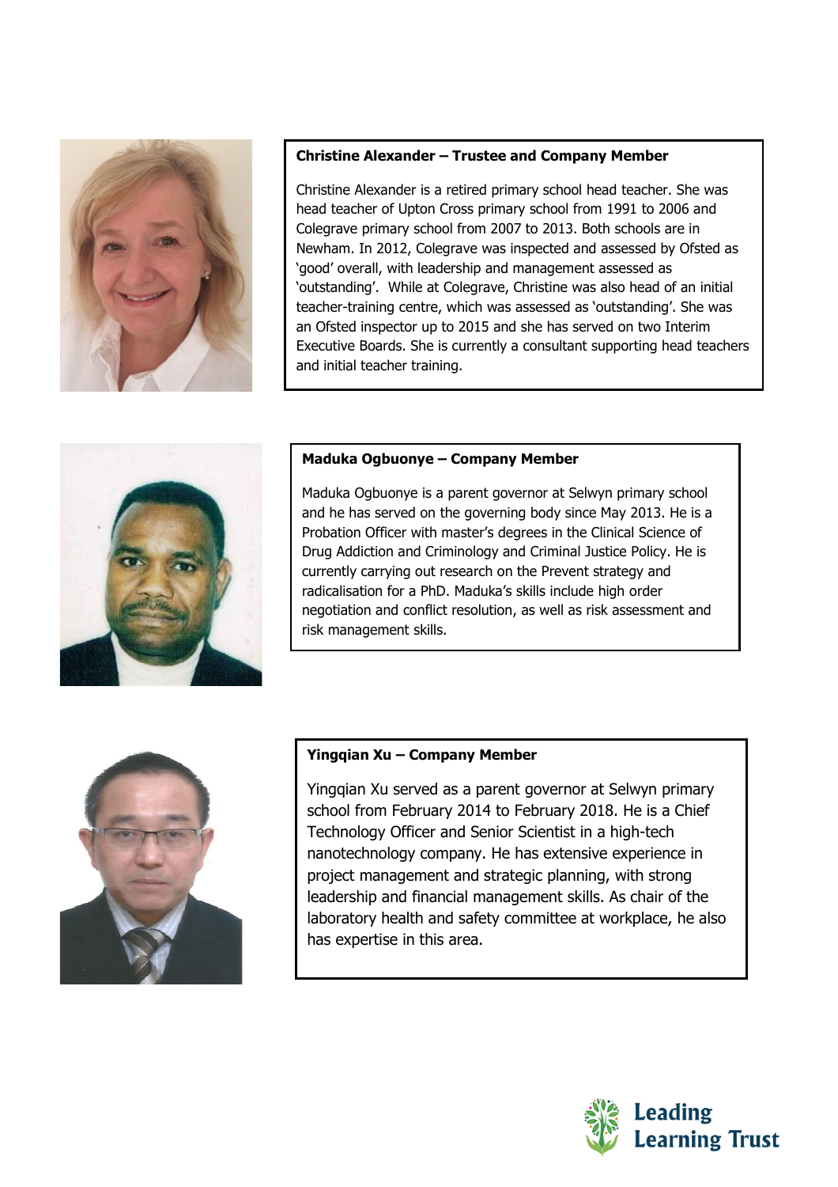**Christine Alexander – Trustee and Company Member**

Christine Alexander is a retired primary school head teacher. She was head teacher of Upton Cross primary school from 1991 to 2006 and Colegrave primary school from 2007 to 2013. Both schools are in Newham. In 2012, Colegrave was inspected and assessed by Ofsted as 'good' overall, with leadership and management assessed as 'outstanding'. While at Colegrave, Christine was also head of an initial teacher-training centre, which was assessed as 'outstanding'. She was an Ofsted inspector up to 2015 and she has served on two Interim Executive Boards. She is currently a consultant supporting head teachers and initial teacher training.

**Maduka Ogbuonye – Company Member**

Maduka Ogbuonye is a parent governor at Selwyn primary school and he has served on the governing body since May 2013. He is a Probation Officer with master's degrees in the Clinical Science of Drug Addiction and Criminology and Criminal Justice Policy. He is currently carrying out research on the Prevent strategy and radicalisation for a PhD. Maduka's skills include high order negotiation and conflict resolution, as well as risk assessment and risk management skills.

**Yingqian Xu – Company Member**

Yingqian Xu served as a parent governor at Selwyn primary school from February 2014 to February 2018. He is a Chief Technology Officer and Senior Scientist in a high-tech nanotechnology company. He has extensive experience in project management and strategic planning, with strong leadership and financial management skills. As chair of the laboratory health and safety committee at workplace, he also has expertise in this area.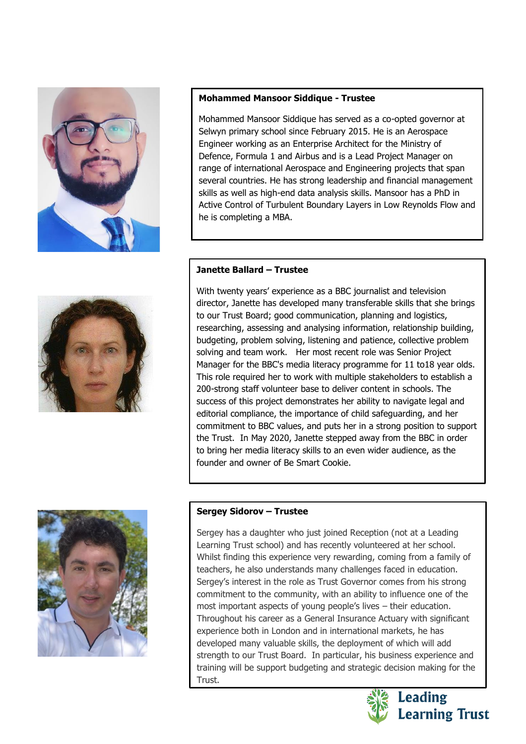**Mohammed Mansoor Siddique - Trustee**

Mohammed Mansoor Siddique has served as a co-opted governor at Selwyn primary school since February 2015. He is an Aerospace Engineer working as an Enterprise Architect for the Ministry of Defence, Formula 1 and Airbus and is a Lead Project Manager on range of international Aerospace and Engineering projects that span several countries. He has strong leadership and financial management skills as well as high-end data analysis skills. Mansoor has a PhD in Active Control of Turbulent Boundary Layers in Low Reynolds Flow and he is completing a MBA.

**Janette Ballard – Trustee**

With twenty years' experience as a BBC journalist and television director, Janette has developed many transferable skills that she brings to our Trust Board; good communication, planning and logistics, researching, assessing and analysing information, relationship building, budgeting, problem solving, listening and patience, collective problem solving and team work. Her most recent role was Senior Project Manager for the BBC's media literacy programme for 11 to18 year olds. This role required her to work with multiple stakeholders to establish a 200-strong staff volunteer base to deliver content in schools. The success of this project demonstrates her ability to navigate legal and editorial compliance, the importance of child safeguarding, and her commitment to BBC values, and puts her in a strong position to support the Trust. In May 2020, Janette stepped away from the BBC in order to bring her media literacy skills to an even wider audience, as the founder and owner of Be Smart Cookie.

**Sergey Sidorov – Trustee**

Sergey has a daughter who just joined Reception (not at a Leading Learning Trust school) and has recently volunteered at her school. Whilst finding this experience very rewarding, coming from a family of teachers, he also understands many challenges faced in education. Sergey's interest in the role as Trust Governor comes from his strong commitment to the community, with an ability to influence one of the most important aspects of young people's lives – their education. Throughout his career as a General Insurance Actuary with significant experience both in London and in international markets, he has developed many valuable skills, the deployment of which will add strength to our Trust Board. In particular, his business experience and training will be support budgeting and strategic decision making for the Trust.

Leading Learning Trust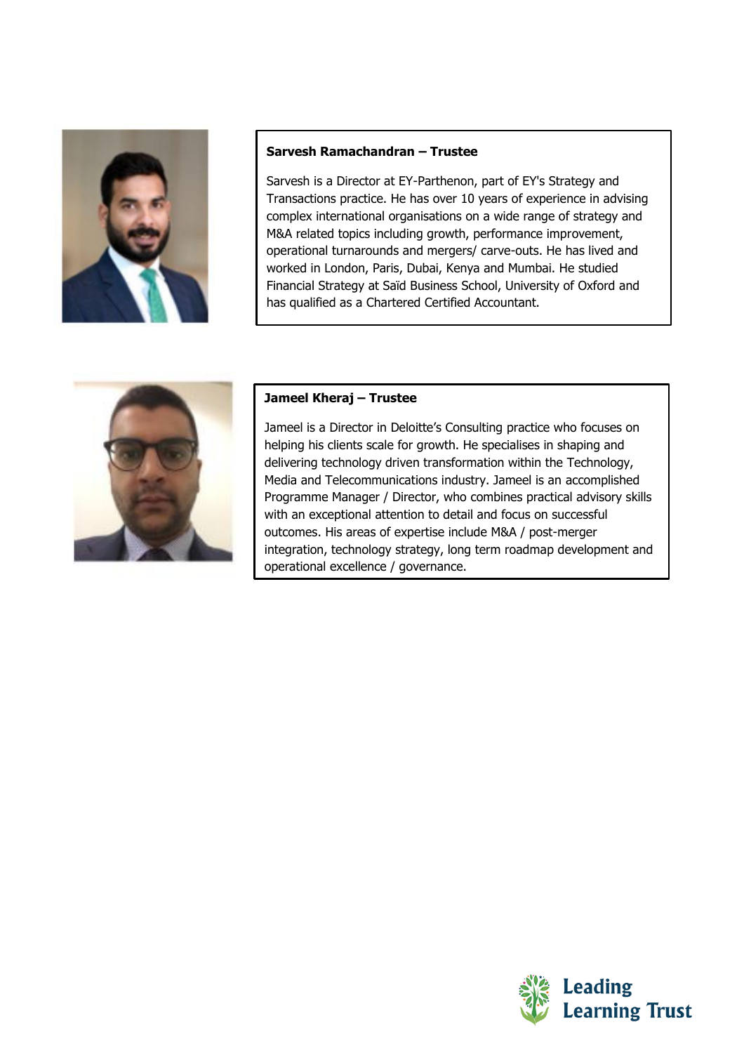**Sarvesh Ramachandran – Trustee**

Sarvesh is a Director at EY-Parthenon, part of EY's Strategy and Transactions practice. He has over 10 years of experience in advising complex international organisations on a wide range of strategy and M&A related topics including growth, performance improvement, operational turnarounds and mergers/ carve-outs. He has lived and worked in London, Paris, Dubai, Kenya and Mumbai. He studied Financial Strategy at Saïd Business School, University of Oxford and has qualified as a Chartered Certified Accountant.

**Jameel Kheraj – Trustee**

Jameel is a Director in Deloitte's Consulting practice who focuses on helping his clients scale for growth. He specialises in shaping and delivering technology driven transformation within the Technology, Media and Telecommunications industry. Jameel is an accomplished Programme Manager / Director, who combines practical advisory skills with an exceptional attention to detail and focus on successful outcomes. His areas of expertise include M&A / post-merger integration, technology strategy, long term roadmap development and operational excellence / governance.